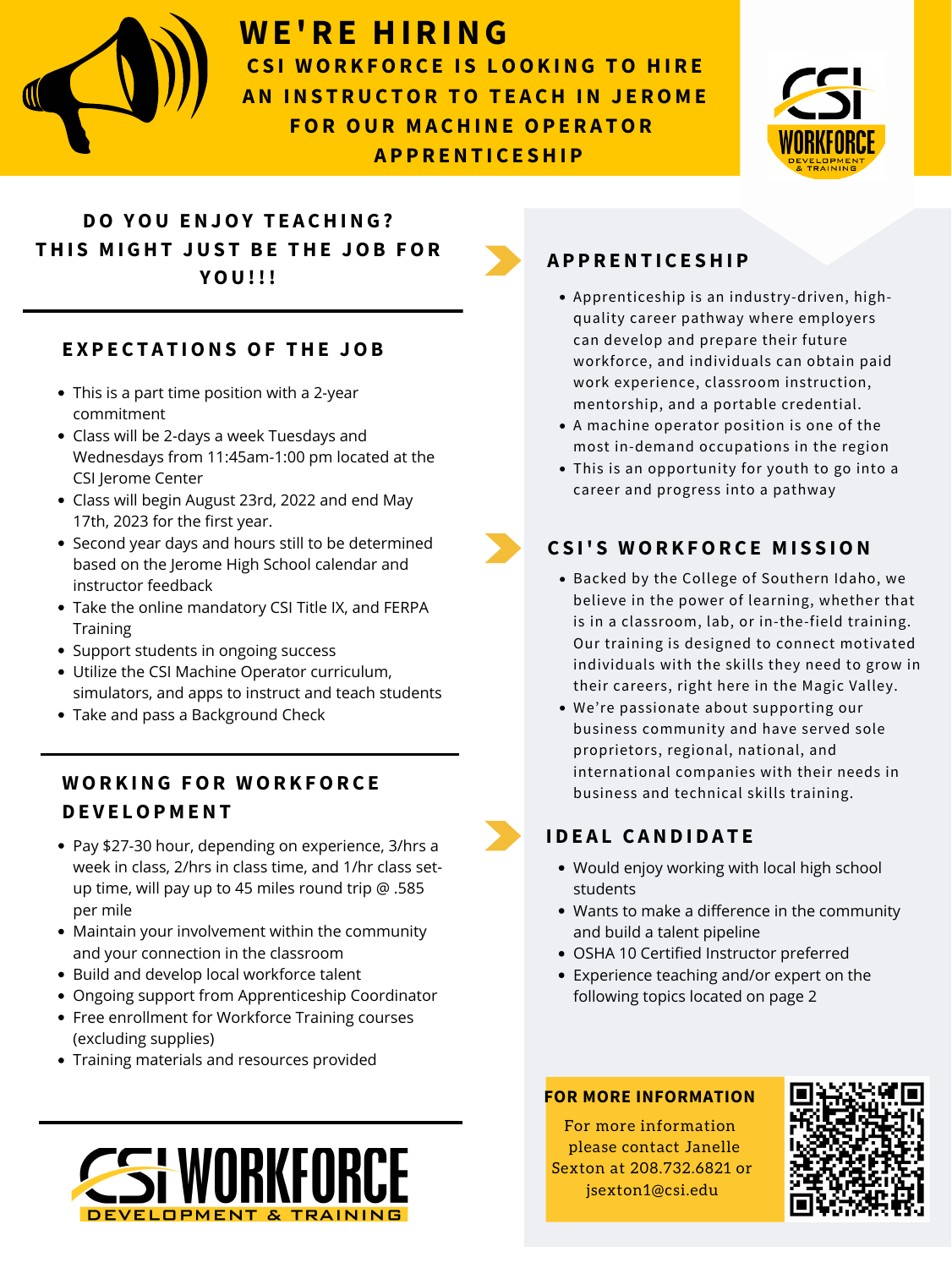# WE'RE HIRING

## CSI WORKFORCE IS LOOKING TO HIRE AN INSTRUCTOR TO TEACH IN JEROME FOR OUR MACHINE OPERATOR APPRENTICESHIP

CSI WORKFORCE DEVELOPMENT & TRAINING

**DO YOU ENJOY TEACHING? THIS MIGHT JUST BE THE JOB FOR YOU!!!**

## EXPECTATIONS OF THE JOB

- This is a part time position with a 2-year commitment
- Class will be 2-days a week Tuesdays and Wednesdays from 11:45am-1:00 pm located at the CSI Jerome Center
- Class will begin August 23rd, 2022 and end May 17th, 2023 for the first year.
- Second year days and hours still to be determined based on the Jerome High School calendar and instructor feedback
- Take the online mandatory CSI Title IX, and FERPA Training
- Support students in ongoing success
- Utilize the CSI Machine Operator curriculum, simulators, and apps to instruct and teach students
- Take and pass a Background Check

## WORKING FOR WORKFORCE DEVELOPMENT

- Pay $27-30 hour, depending on experience, 3/hrs a week in class, 2/hrs in class time, and 1/hr class set-up time, will pay up to 45 miles round trip @ .585 per mile
- Maintain your involvement within the community and your connection in the classroom
- Build and develop local workforce talent
- Ongoing support from Apprenticeship Coordinator
- Free enrollment for Workforce Training courses (excluding supplies)
- Training materials and resources provided

CSI WORKFORCE DEVELOPMENT & TRAINING

## APPRENTICESHIP

- Apprenticeship is an industry-driven, high-quality career pathway where employers can develop and prepare their future workforce, and individuals can obtain paid work experience, classroom instruction, mentorship, and a portable credential.
- A machine operator position is one of the most in-demand occupations in the region
- This is an opportunity for youth to go into a career and progress into a pathway

## CSI'S WORKFORCE MISSION

- Backed by the College of Southern Idaho, we believe in the power of learning, whether that is in a classroom, lab, or in-the-field training. Our training is designed to connect motivated individuals with the skills they need to grow in their careers, right here in the Magic Valley.
- We're passionate about supporting our business community and have served sole proprietors, regional, national, and international companies with their needs in business and technical skills training.

## IDEAL CANDIDATE

- Would enjoy working with local high school students
- Wants to make a difference in the community and build a talent pipeline
- OSHA 10 Certified Instructor preferred
- Experience teaching and/or expert on the following topics located on page 2

**FOR MORE INFORMATION**

For more information please contact Janelle Sexton at 208.732.6821 or jsexton1@csi.edu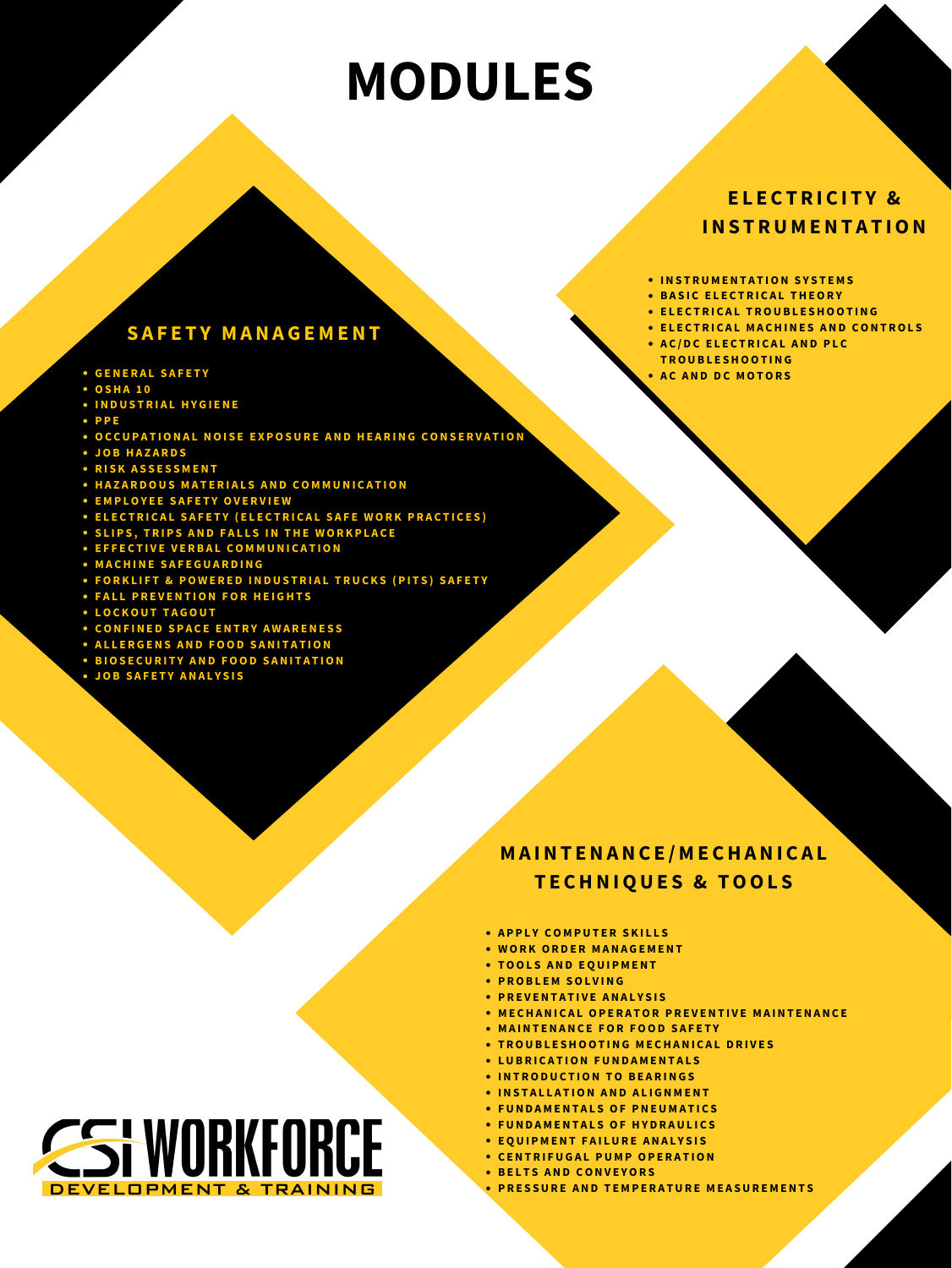# MODULES

## SAFETY MANAGEMENT

- GENERAL SAFETY
- OSHA 10
- INDUSTRIAL HYGIENE
- PPE
- OCCUPATIONAL NOISE EXPOSURE AND HEARING CONSERVATION
- JOB HAZARDS
- RISK ASSESSMENT
- HAZARDOUS MATERIALS AND COMMUNICATION
- EMPLOYEE SAFETY OVERVIEW
- ELECTRICAL SAFETY (ELECTRICAL SAFE WORK PRACTICES)
- SLIPS, TRIPS AND FALLS IN THE WORKPLACE
- EFFECTIVE VERBAL COMMUNICATION
- MACHINE SAFEGUARDING
- FORKLIFT & POWERED INDUSTRIAL TRUCKS (PITS) SAFETY
- FALL PREVENTION FOR HEIGHTS
- LOCKOUT TAGOUT
- CONFINED SPACE ENTRY AWARENESS
- ALLERGENS AND FOOD SANITATION
- BIOSECURITY AND FOOD SANITATION
- JOB SAFETY ANALYSIS

## ELECTRICITY & INSTRUMENTATION

- INSTRUMENTATION SYSTEMS
- BASIC ELECTRICAL THEORY
- ELECTRICAL TROUBLESHOOTING
- ELECTRICAL MACHINES AND CONTROLS
- AC/DC ELECTRICAL AND PLC TROUBLESHOOTING
- AC AND DC MOTORS

## MAINTENANCE/MECHANICAL TECHNIQUES & TOOLS

- APPLY COMPUTER SKILLS
- WORK ORDER MANAGEMENT
- TOOLS AND EQUIPMENT
- PROBLEM SOLVING
- PREVENTATIVE ANALYSIS
- MECHANICAL OPERATOR PREVENTIVE MAINTENANCE
- MAINTENANCE FOR FOOD SAFETY
- TROUBLESHOOTING MECHANICAL DRIVES
- LUBRICATION FUNDAMENTALS
- INTRODUCTION TO BEARINGS
- INSTALLATION AND ALIGNMENT
- FUNDAMENTALS OF PNEUMATICS
- FUNDAMENTALS OF HYDRAULICS
- EQUIPMENT FAILURE ANALYSIS
- CENTRIFUGAL PUMP OPERATION
- BELTS AND CONVEYORS
- PRESSURE AND TEMPERATURE MEASUREMENTS

CSI WORKFORCE
DEVELOPMENT & TRAINING